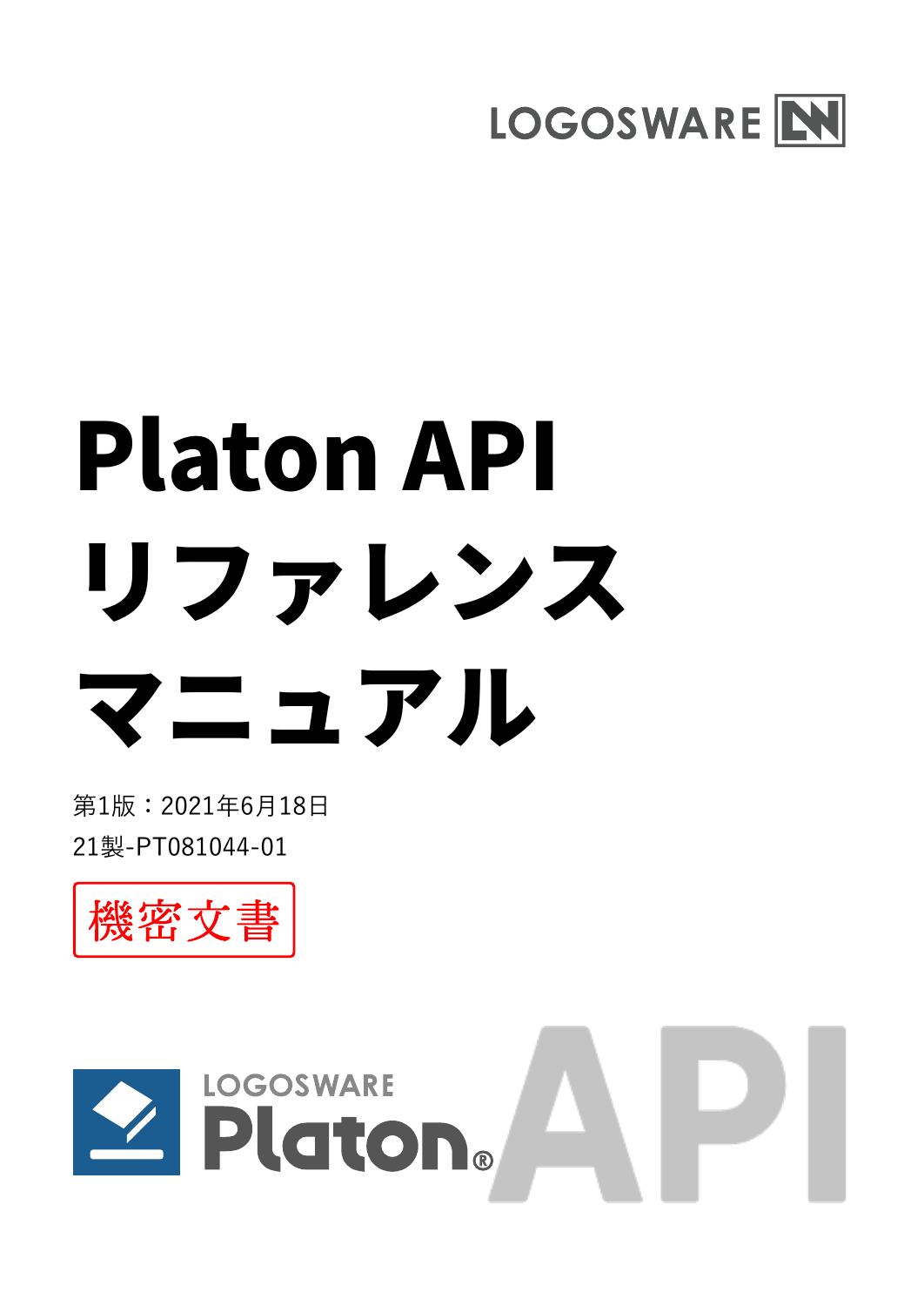LOGOSWARE

# Platon API リファレンスマニュアル

第1版：2021年6月18日

21製-PT081044-01

機密文書

LOGOSWARE Platon® API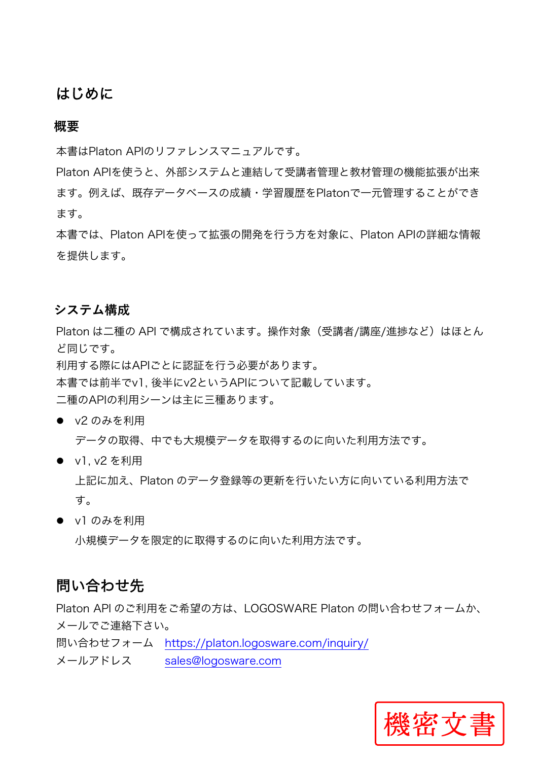# はじめに

## 概要

本書はPlaton APIのリファレンスマニュアルです。
Platon APIを使うと、外部システムと連結して受講者管理と教材管理の機能拡張が出来ます。例えば、既存データベースの成績・学習履歴をPlatonで一元管理することができます。
本書では、Platon APIを使って拡張の開発を行う方を対象に、Platon APIの詳細な情報を提供します。

## システム構成

Platon は二種の API で構成されています。操作対象（受講者/講座/進捗など）はほとんど同じです。
利用する際にはAPIごとに認証を行う必要があります。
本書では前半でv1, 後半にv2というAPIについて記載しています。
二種のAPIの利用シーンは主に三種あります。

- v2 のみを利用
  データの取得、中でも大規模データを取得するのに向いた利用方法です。
- v1, v2 を利用
  上記に加え、Platon のデータ登録等の更新を行いたい方に向いている利用方法です。
- v1 のみを利用
  小規模データを限定的に取得するのに向いた利用方法です。

# 問い合わせ先

Platon API のご利用をご希望の方は、LOGOSWARE Platon の問い合わせフォームか、メールでご連絡下さい。

問い合わせフォーム　https://platon.logosware.com/inquiry/
メールアドレス　sales@logosware.com

機密文書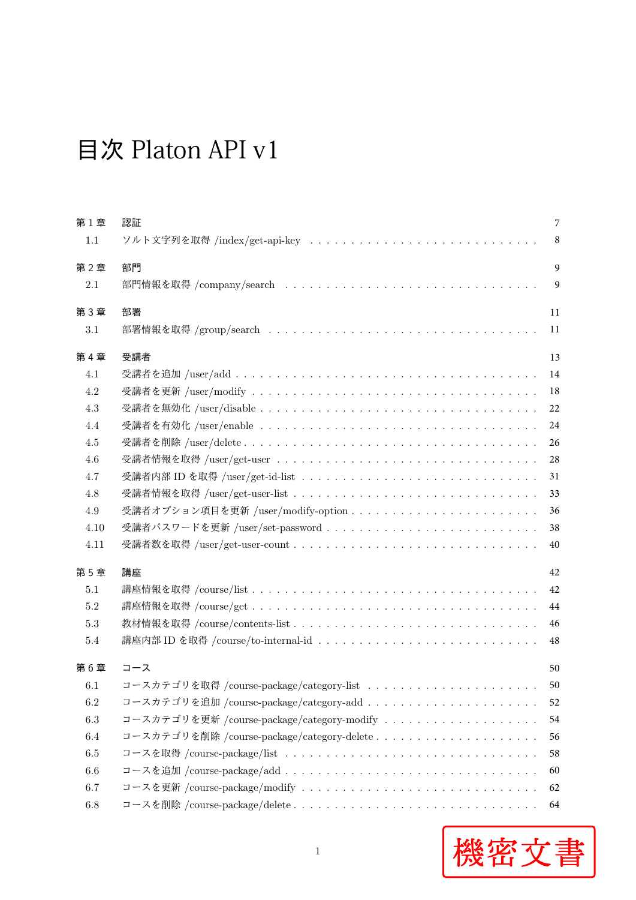# 目次 Platon API v1

| | | |
|---|---|---|
| **第 1 章** | **認証** | 7 |
| 1.1 | ソルト文字列を取得 /index/get-api-key | 8 |
| **第 2 章** | **部門** | 9 |
| 2.1 | 部門情報を取得 /company/search | 9 |
| **第 3 章** | **部署** | 11 |
| 3.1 | 部署情報を取得 /group/search | 11 |
| **第 4 章** | **受講者** | 13 |
| 4.1 | 受講者を追加 /user/add | 14 |
| 4.2 | 受講者を更新 /user/modify | 18 |
| 4.3 | 受講者を無効化 /user/disable | 22 |
| 4.4 | 受講者を有効化 /user/enable | 24 |
| 4.5 | 受講者を削除 /user/delete | 26 |
| 4.6 | 受講者情報を取得 /user/get-user | 28 |
| 4.7 | 受講者内部 ID を取得 /user/get-id-list | 31 |
| 4.8 | 受講者情報を取得 /user/get-user-list | 33 |
| 4.9 | 受講者オプション項目を更新 /user/modify-option | 36 |
| 4.10 | 受講者パスワードを更新 /user/set-password | 38 |
| 4.11 | 受講者数を取得 /user/get-user-count | 40 |
| **第 5 章** | **講座** | 42 |
| 5.1 | 講座情報を取得 /course/list | 42 |
| 5.2 | 講座情報を取得 /course/get | 44 |
| 5.3 | 教材情報を取得 /course/contents-list | 46 |
| 5.4 | 講座内部 ID を取得 /course/to-internal-id | 48 |
| **第 6 章** | **コース** | 50 |
| 6.1 | コースカテゴリを取得 /course-package/category-list | 50 |
| 6.2 | コースカテゴリを追加 /course-package/category-add | 52 |
| 6.3 | コースカテゴリを更新 /course-package/category-modify | 54 |
| 6.4 | コースカテゴリを削除 /course-package/category-delete | 56 |
| 6.5 | コースを取得 /course-package/list | 58 |
| 6.6 | コースを追加 /course-package/add | 60 |
| 6.7 | コースを更新 /course-package/modify | 62 |
| 6.8 | コースを削除 /course-package/delete | 64 |

機密文書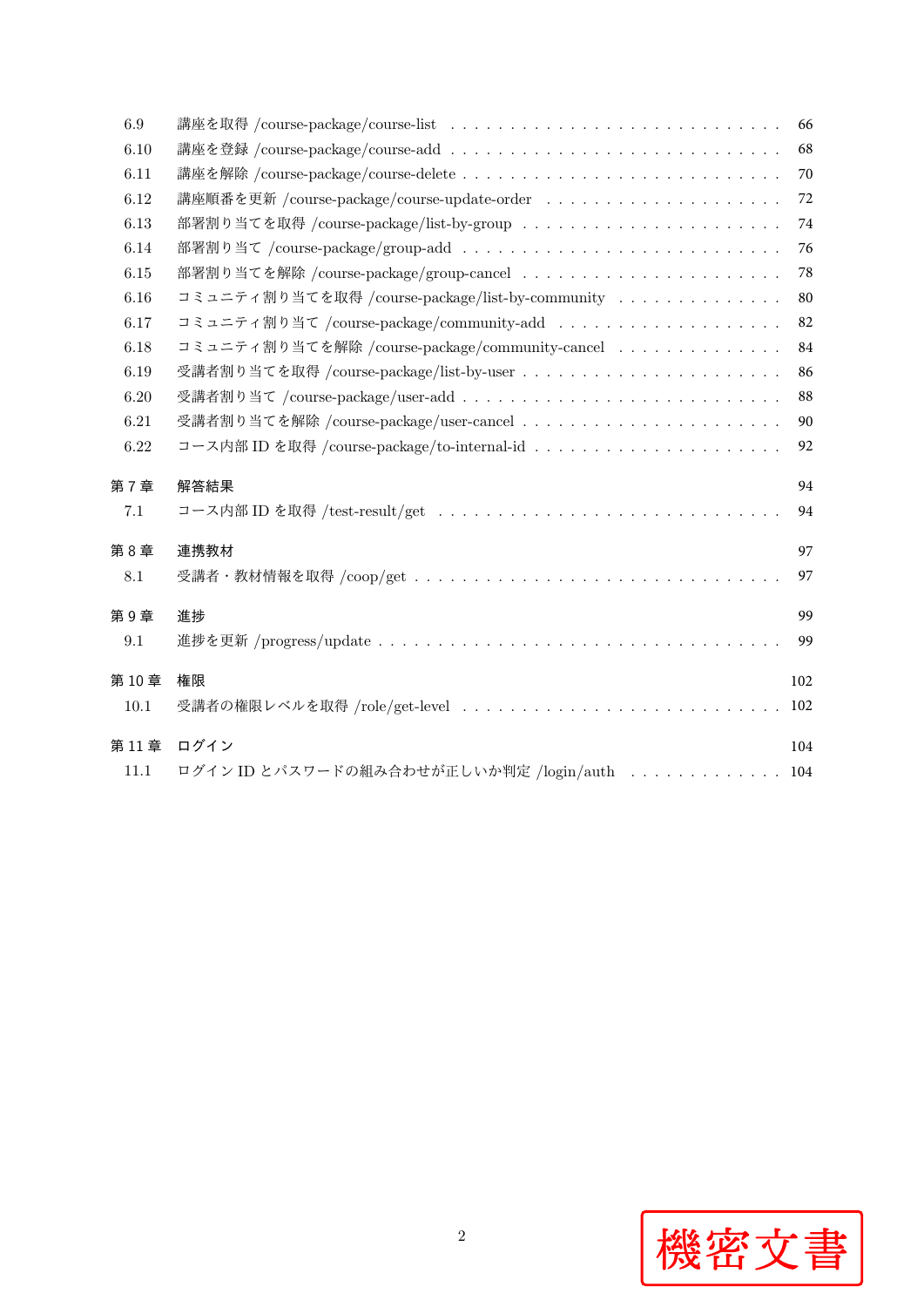6.9 講座を取得 /course-package/course-list . . . . . . . . . . . . . . . . . . . . . . . . . . . 66
6.10 講座を登録 /course-package/course-add . . . . . . . . . . . . . . . . . . . . . . . . . . . 68
6.11 講座を解除 /course-package/course-delete . . . . . . . . . . . . . . . . . . . . . . . . . . 70
6.12 講座順番を更新 /course-package/course-update-order . . . . . . . . . . . . . . . . . . . . 72
6.13 部署割り当てを取得 /course-package/list-by-group . . . . . . . . . . . . . . . . . . . . . . 74
6.14 部署割り当て /course-package/group-add . . . . . . . . . . . . . . . . . . . . . . . . . . . 76
6.15 部署割り当てを解除 /course-package/group-cancel . . . . . . . . . . . . . . . . . . . . . . 78
6.16 コミュニティ割り当てを取得 /course-package/list-by-community . . . . . . . . . . . . . . 80
6.17 コミュニティ割り当て /course-package/community-add . . . . . . . . . . . . . . . . . . . . 82
6.18 コミュニティ割り当てを解除 /course-package/community-cancel . . . . . . . . . . . . . . 84
6.19 受講者割り当てを取得 /course-package/list-by-user . . . . . . . . . . . . . . . . . . . . . . 86
6.20 受講者割り当て /course-package/user-add . . . . . . . . . . . . . . . . . . . . . . . . . . . 88
6.21 受講者割り当てを解除 /course-package/user-cancel . . . . . . . . . . . . . . . . . . . . . . 90
6.22 コース内部 ID を取得 /course-package/to-internal-id . . . . . . . . . . . . . . . . . . . . . 92

**第 7 章 解答結果** 94
7.1 コース内部 ID を取得 /test-result/get . . . . . . . . . . . . . . . . . . . . . . . . . . . . 94

**第 8 章 連携教材** 97
8.1 受講者・教材情報を取得 /coop/get . . . . . . . . . . . . . . . . . . . . . . . . . . . . . . 97

**第 9 章 進捗** 99
9.1 進捗を更新 /progress/update . . . . . . . . . . . . . . . . . . . . . . . . . . . . . . . . . 99

**第 10 章 権限** 102
10.1 受講者の権限レベルを取得 /role/get-level . . . . . . . . . . . . . . . . . . . . . . . . . . 102

**第 11 章 ログイン** 104
11.1 ログイン ID とパスワードの組み合わせが正しいか判定 /login/auth . . . . . . . . . . . . . 104

機密文書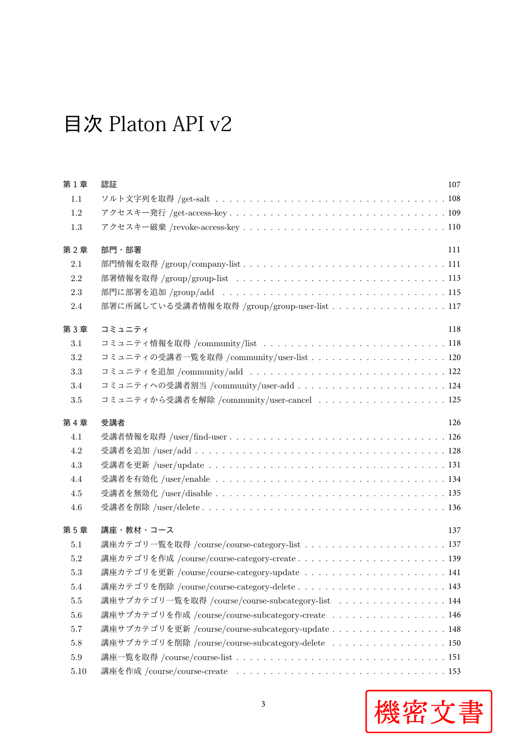# 目次 Platon API v2

**第 1 章　認証** 107

- 1.1　ソルト文字列を取得 /get-salt . . . 108
- 1.2　アクセスキー発行 /get-access-key . . . 109
- 1.3　アクセスキー破棄 /revoke-access-key . . . 110

**第 2 章　部門・部署** 111

- 2.1　部門情報を取得 /group/company-list . . . 111
- 2.2　部署情報を取得 /group/group-list . . . 113
- 2.3　部門に部署を追加 /group/add . . . 115
- 2.4　部署に所属している受講者情報を取得 /group/group-user-list . . . 117

**第 3 章　コミュニティ** 118

- 3.1　コミュニティ情報を取得 /community/list . . . 118
- 3.2　コミュニティの受講者一覧を取得 /community/user-list . . . 120
- 3.3　コミュニティを追加 /community/add . . . 122
- 3.4　コミュニティへの受講者割当 /community/user-add . . . 124
- 3.5　コミュニティから受講者を解除 /community/user-cancel . . . 125

**第 4 章　受講者** 126

- 4.1　受講者情報を取得 /user/find-user . . . 126
- 4.2　受講者を追加 /user/add . . . 128
- 4.3　受講者を更新 /user/update . . . 131
- 4.4　受講者を有効化 /user/enable . . . 134
- 4.5　受講者を無効化 /user/disable . . . 135
- 4.6　受講者を削除 /user/delete . . . 136

**第 5 章　講座・教材・コース** 137

- 5.1　講座カテゴリ一覧を取得 /course/course-category-list . . . 137
- 5.2　講座カテゴリを作成 /course/course-category-create . . . 139
- 5.3　講座カテゴリを更新 /course/course-category-update . . . 141
- 5.4　講座カテゴリを削除 /course/course-category-delete . . . 143
- 5.5　講座サブカテゴリ一覧を取得 /course/course-subcategory-list . . . 144
- 5.6　講座サブカテゴリを作成 /course/course-subcategory-create . . . 146
- 5.7　講座サブカテゴリを更新 /course/course-subcategory-update . . . 148
- 5.8　講座サブカテゴリを削除 /course/course-subcategory-delete . . . 150
- 5.9　講座一覧を取得 /course/course-list . . . 151
- 5.10　講座を作成 /course/course-create . . . 153

機密文書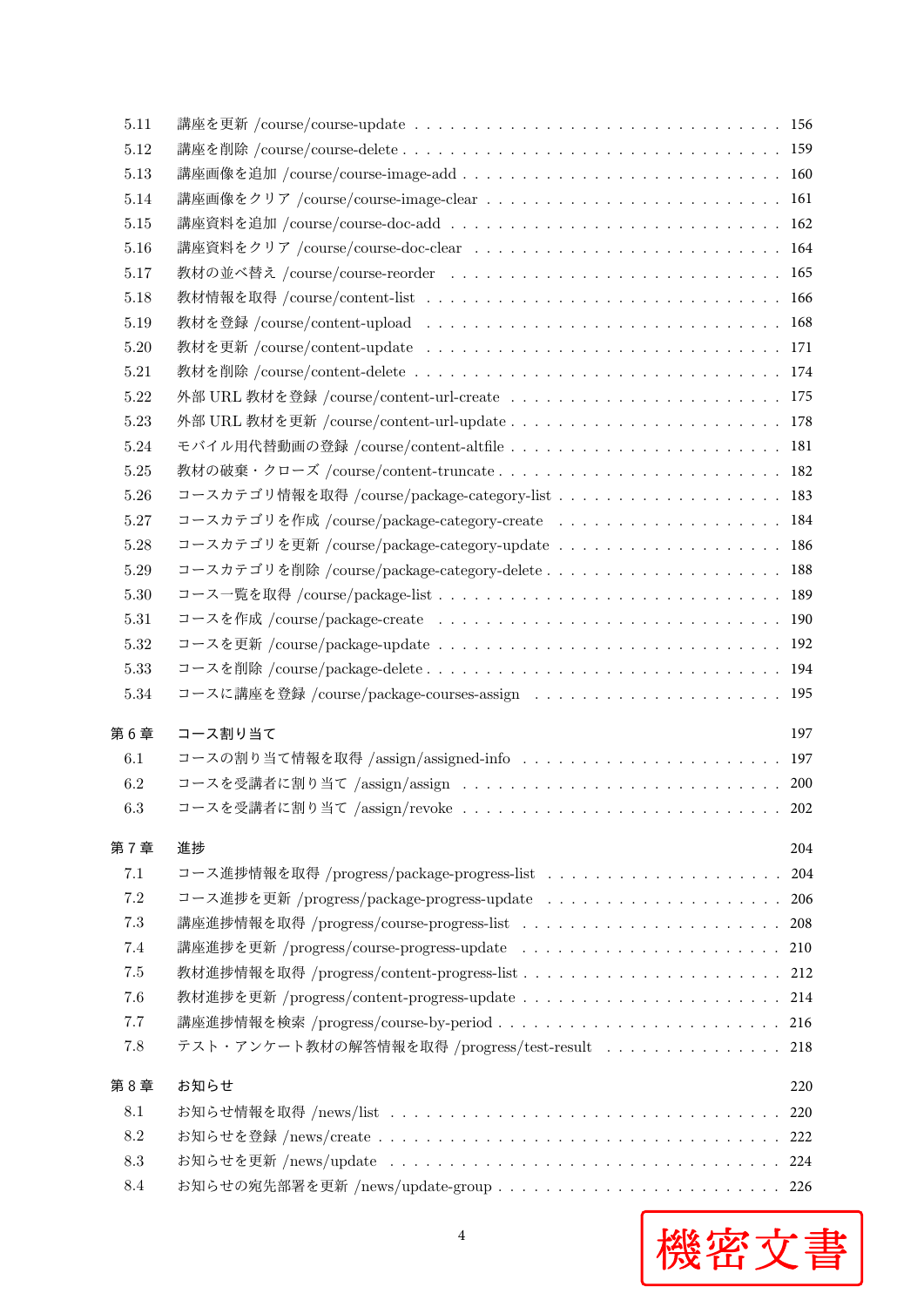| | | |
|---|---|---|
| 5.11 | 講座を更新 /course/course-update | 156 |
| 5.12 | 講座を削除 /course/course-delete | 159 |
| 5.13 | 講座画像を追加 /course/course-image-add | 160 |
| 5.14 | 講座画像をクリア /course/course-image-clear | 161 |
| 5.15 | 講座資料を追加 /course/course-doc-add | 162 |
| 5.16 | 講座資料をクリア /course/course-doc-clear | 164 |
| 5.17 | 教材の並べ替え /course/course-reorder | 165 |
| 5.18 | 教材情報を取得 /course/content-list | 166 |
| 5.19 | 教材を登録 /course/content-upload | 168 |
| 5.20 | 教材を更新 /course/content-update | 171 |
| 5.21 | 教材を削除 /course/content-delete | 174 |
| 5.22 | 外部 URL 教材を登録 /course/content-url-create | 175 |
| 5.23 | 外部 URL 教材を更新 /course/content-url-update | 178 |
| 5.24 | モバイル用代替動画の登録 /course/content-altfile | 181 |
| 5.25 | 教材の破棄・クローズ /course/content-truncate | 182 |
| 5.26 | コースカテゴリ情報を取得 /course/package-category-list | 183 |
| 5.27 | コースカテゴリを作成 /course/package-category-create | 184 |
| 5.28 | コースカテゴリを更新 /course/package-category-update | 186 |
| 5.29 | コースカテゴリを削除 /course/package-category-delete | 188 |
| 5.30 | コース一覧を取得 /course/package-list | 189 |
| 5.31 | コースを作成 /course/package-create | 190 |
| 5.32 | コースを更新 /course/package-update | 192 |
| 5.33 | コースを削除 /course/package-delete | 194 |
| 5.34 | コースに講座を登録 /course/package-courses-assign | 195 |
| **第 6 章** | **コース割り当て** | **197** |
| 6.1 | コースの割り当て情報を取得 /assign/assigned-info | 197 |
| 6.2 | コースを受講者に割り当て /assign/assign | 200 |
| 6.3 | コースを受講者に割り当て /assign/revoke | 202 |
| **第 7 章** | **進捗** | **204** |
| 7.1 | コース進捗情報を取得 /progress/package-progress-list | 204 |
| 7.2 | コース進捗を更新 /progress/package-progress-update | 206 |
| 7.3 | 講座進捗情報を取得 /progress/course-progress-list | 208 |
| 7.4 | 講座進捗を更新 /progress/course-progress-update | 210 |
| 7.5 | 教材進捗情報を取得 /progress/content-progress-list | 212 |
| 7.6 | 教材進捗を更新 /progress/content-progress-update | 214 |
| 7.7 | 講座進捗情報を検索 /progress/course-by-period | 216 |
| 7.8 | テスト・アンケート教材の解答情報を取得 /progress/test-result | 218 |
| **第 8 章** | **お知らせ** | **220** |
| 8.1 | お知らせ情報を取得 /news/list | 220 |
| 8.2 | お知らせを登録 /news/create | 222 |
| 8.3 | お知らせを更新 /news/update | 224 |
| 8.4 | お知らせの宛先部署を更新 /news/update-group | 226 |

機密文書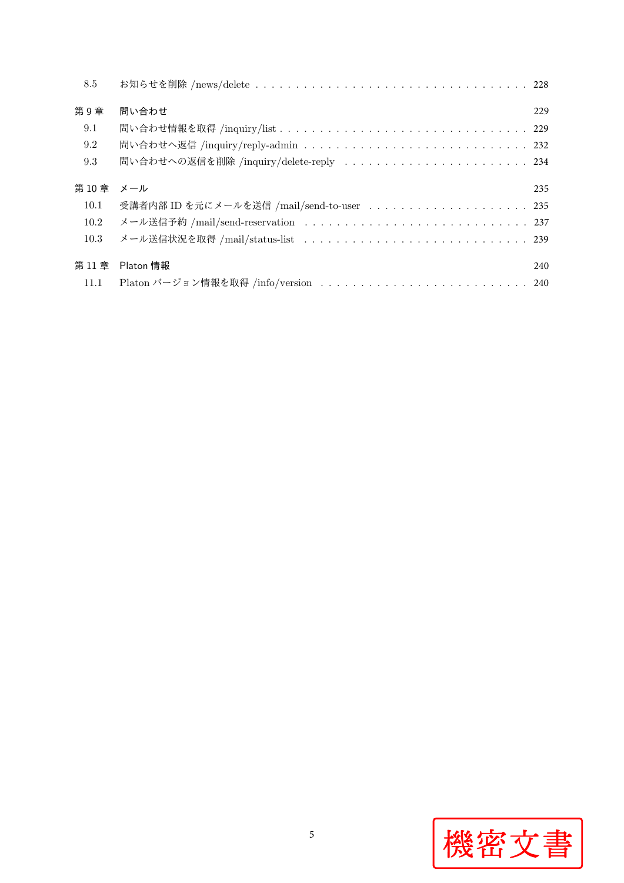8.5　お知らせを削除 /news/delete . . . . . . . . . . . . . . . . . . . . . . . . . . . . . . . . . . 228

第 9 章　問い合わせ　229

9.1　問い合わせ情報を取得 /inquiry/list . . . . . . . . . . . . . . . . . . . . . . . . . . . . . . . . 229

9.2　問い合わせへ返信 /inquiry/reply-admin . . . . . . . . . . . . . . . . . . . . . . . . . . . . 232

9.3　問い合わせへの返信を削除 /inquiry/delete-reply . . . . . . . . . . . . . . . . . . . . . . . 234

第 10 章　メール　235

10.1　受講者内部 ID を元にメールを送信 /mail/send-to-user . . . . . . . . . . . . . . . . . . . 235

10.2　メール送信予約 /mail/send-reservation . . . . . . . . . . . . . . . . . . . . . . . . . . . 237

10.3　メール送信状況を取得 /mail/status-list . . . . . . . . . . . . . . . . . . . . . . . . . . . 239

第 11 章　Platon 情報　240

11.1　Platon バージョン情報を取得 /info/version . . . . . . . . . . . . . . . . . . . . . . . . . 240

機密文書